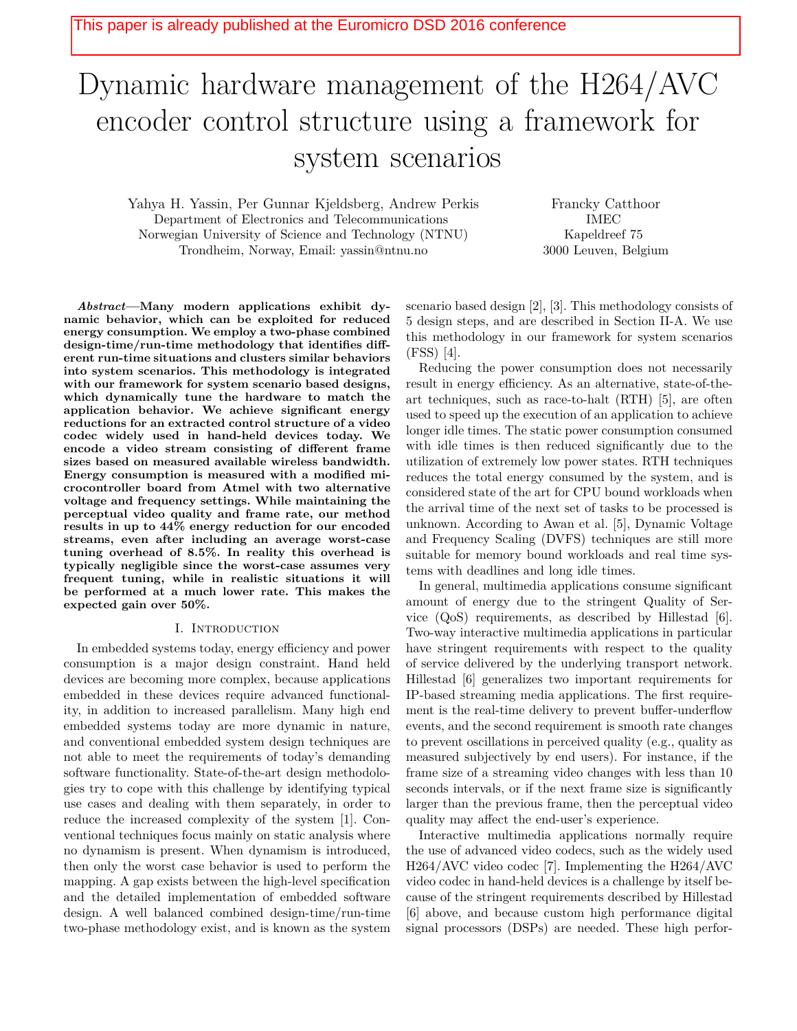This paper is already published at the Euromicro DSD 2016 conference

# Dynamic hardware management of the H264/AVC encoder control structure using a framework for system scenarios

Yahya H. Yassin, Per Gunnar Kjeldsberg, Andrew Perkis
Department of Electronics and Telecommunications
Norwegian University of Science and Technology (NTNU)
Trondheim, Norway, Email: yassin@ntnu.no

Francky Catthoor
IMEC
Kapeldreef 75
3000 Leuven, Belgium

***Abstract*—Many modern applications exhibit dynamic behavior, which can be exploited for reduced energy consumption. We employ a two-phase combined design-time/run-time methodology that identifies different run-time situations and clusters similar behaviors into system scenarios. This methodology is integrated with our framework for system scenario based designs, which dynamically tune the hardware to match the application behavior. We achieve significant energy reductions for an extracted control structure of a video codec widely used in hand-held devices today. We encode a video stream consisting of different frame sizes based on measured available wireless bandwidth. Energy consumption is measured with a modified microcontroller board from Atmel with two alternative voltage and frequency settings. While maintaining the perceptual video quality and frame rate, our method results in up to 44% energy reduction for our encoded streams, even after including an average worst-case tuning overhead of 8.5%. In reality this overhead is typically negligible since the worst-case assumes very frequent tuning, while in realistic situations it will be performed at a much lower rate. This makes the expected gain over 50%.**

## I. Introduction

In embedded systems today, energy efficiency and power consumption is a major design constraint. Hand held devices are becoming more complex, because applications embedded in these devices require advanced functionality, in addition to increased parallelism. Many high end embedded systems today are more dynamic in nature, and conventional embedded system design techniques are not able to meet the requirements of today's demanding software functionality. State-of-the-art design methodologies try to cope with this challenge by identifying typical use cases and dealing with them separately, in order to reduce the increased complexity of the system [1]. Conventional techniques focus mainly on static analysis where no dynamism is present. When dynamism is introduced, then only the worst case behavior is used to perform the mapping. A gap exists between the high-level specification and the detailed implementation of embedded software design. A well balanced combined design-time/run-time two-phase methodology exist, and is known as the system scenario based design [2], [3]. This methodology consists of 5 design steps, and are described in Section II-A. We use this methodology in our framework for system scenarios (FSS) [4].

Reducing the power consumption does not necessarily result in energy efficiency. As an alternative, state-of-the-art techniques, such as race-to-halt (RTH) [5], are often used to speed up the execution of an application to achieve longer idle times. The static power consumption consumed with idle times is then reduced significantly due to the utilization of extremely low power states. RTH techniques reduces the total energy consumed by the system, and is considered state of the art for CPU bound workloads when the arrival time of the next set of tasks to be processed is unknown. According to Awan et al. [5], Dynamic Voltage and Frequency Scaling (DVFS) techniques are still more suitable for memory bound workloads and real time systems with deadlines and long idle times.

In general, multimedia applications consume significant amount of energy due to the stringent Quality of Service (QoS) requirements, as described by Hillestad [6]. Two-way interactive multimedia applications in particular have stringent requirements with respect to the quality of service delivered by the underlying transport network. Hillestad [6] generalizes two important requirements for IP-based streaming media applications. The first requirement is the real-time delivery to prevent buffer-underflow events, and the second requirement is smooth rate changes to prevent oscillations in perceived quality (e.g., quality as measured subjectively by end users). For instance, if the frame size of a streaming video changes with less than 10 seconds intervals, or if the next frame size is significantly larger than the previous frame, then the perceptual video quality may affect the end-user's experience.

Interactive multimedia applications normally require the use of advanced video codecs, such as the widely used H264/AVC video codec [7]. Implementing the H264/AVC video codec in hand-held devices is a challenge by itself because of the stringent requirements described by Hillestad [6] above, and because custom high performance digital signal processors (DSPs) are needed. These high perfor-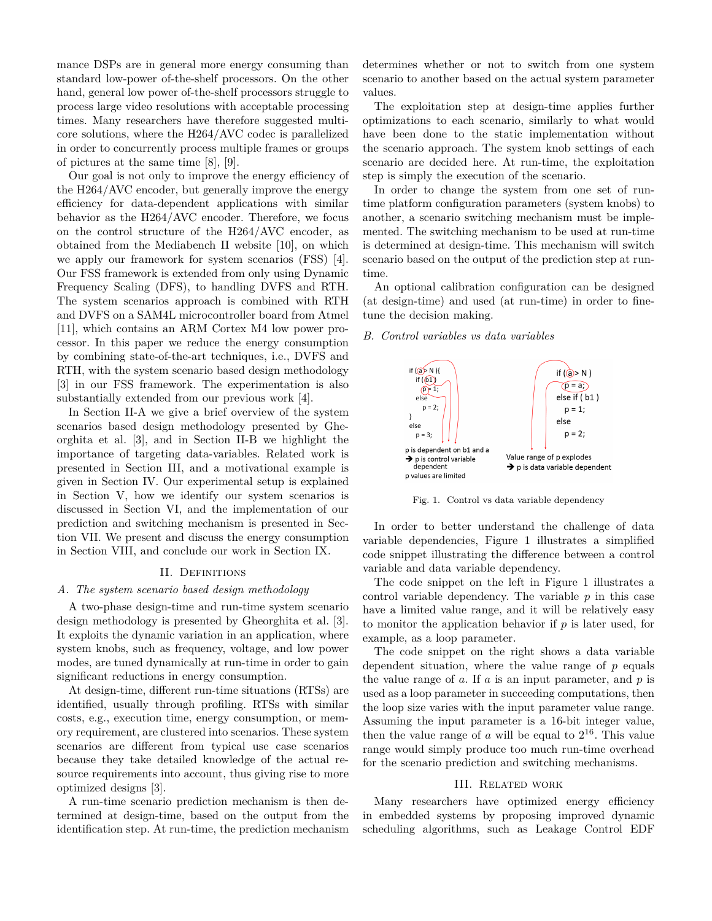mance DSPs are in general more energy consuming than standard low-power of-the-shelf processors. On the other hand, general low power of-the-shelf processors struggle to process large video resolutions with acceptable processing times. Many researchers have therefore suggested multi-core solutions, where the H264/AVC codec is parallelized in order to concurrently process multiple frames or groups of pictures at the same time [8], [9].

Our goal is not only to improve the energy efficiency of the H264/AVC encoder, but generally improve the energy efficiency for data-dependent applications with similar behavior as the H264/AVC encoder. Therefore, we focus on the control structure of the H264/AVC encoder, as obtained from the Mediabench II website [10], on which we apply our framework for system scenarios (FSS) [4]. Our FSS framework is extended from only using Dynamic Frequency Scaling (DFS), to handling DVFS and RTH. The system scenarios approach is combined with RTH and DVFS on a SAM4L microcontroller board from Atmel [11], which contains an ARM Cortex M4 low power processor. In this paper we reduce the energy consumption by combining state-of-the-art techniques, i.e., DVFS and RTH, with the system scenario based design methodology [3] in our FSS framework. The experimentation is also substantially extended from our previous work [4].

In Section II-A we give a brief overview of the system scenarios based design methodology presented by Gheorghita et al. [3], and in Section II-B we highlight the importance of targeting data-variables. Related work is presented in Section III, and a motivational example is given in Section IV. Our experimental setup is explained in Section V, how we identify our system scenarios is discussed in Section VI, and the implementation of our prediction and switching mechanism is presented in Section VII. We present and discuss the energy consumption in Section VIII, and conclude our work in Section IX.

## II. Definitions

### *A. The system scenario based design methodology*

A two-phase design-time and run-time system scenario design methodology is presented by Gheorghita et al. [3]. It exploits the dynamic variation in an application, where system knobs, such as frequency, voltage, and low power modes, are tuned dynamically at run-time in order to gain significant reductions in energy consumption.

At design-time, different run-time situations (RTSs) are identified, usually through profiling. RTSs with similar costs, e.g., execution time, energy consumption, or memory requirement, are clustered into scenarios. These system scenarios are different from typical use case scenarios because they take detailed knowledge of the actual resource requirements into account, thus giving rise to more optimized designs [3].

A run-time scenario prediction mechanism is then determined at design-time, based on the output from the identification step. At run-time, the prediction mechanism determines whether or not to switch from one system scenario to another based on the actual system parameter values.

The exploitation step at design-time applies further optimizations to each scenario, similarly to what would have been done to the static implementation without the scenario approach. The system knob settings of each scenario are decided here. At run-time, the exploitation step is simply the execution of the scenario.

In order to change the system from one set of run-time platform configuration parameters (system knobs) to another, a scenario switching mechanism must be implemented. The switching mechanism to be used at run-time is determined at design-time. This mechanism will switch scenario based on the output of the prediction step at run-time.

An optional calibration configuration can be designed (at design-time) and used (at run-time) in order to fine-tune the decision making.

### *B. Control variables vs data variables*

```
if (a > N ){
  if ( b1 )
    p = 1;
  else
    p = 2;
}
else
  p = 3;
```

p is dependent on b1 and a
➔ p is control variable dependent
p values are limited

```
if (a > N )
  p = a;
else if ( b1 )
  p = 1;
else
  p = 2;
```

Value range of p explodes
➔ p is data variable dependent

Fig. 1. Control vs data variable dependency

In order to better understand the challenge of data variable dependencies, Figure 1 illustrates a simplified code snippet illustrating the difference between a control variable and data variable dependency.

The code snippet on the left in Figure 1 illustrates a control variable dependency. The variable $p$ in this case have a limited value range, and it will be relatively easy to monitor the application behavior if $p$ is later used, for example, as a loop parameter.

The code snippet on the right shows a data variable dependent situation, where the value range of $p$ equals the value range of $a$. If $a$ is an input parameter, and $p$ is used as a loop parameter in succeeding computations, then the loop size varies with the input parameter value range. Assuming the input parameter is a 16-bit integer value, then the value range of $a$ will be equal to $2^{16}$. This value range would simply produce too much run-time overhead for the scenario prediction and switching mechanisms.

## III. Related work

Many researchers have optimized energy efficiency in embedded systems by proposing improved dynamic scheduling algorithms, such as Leakage Control EDF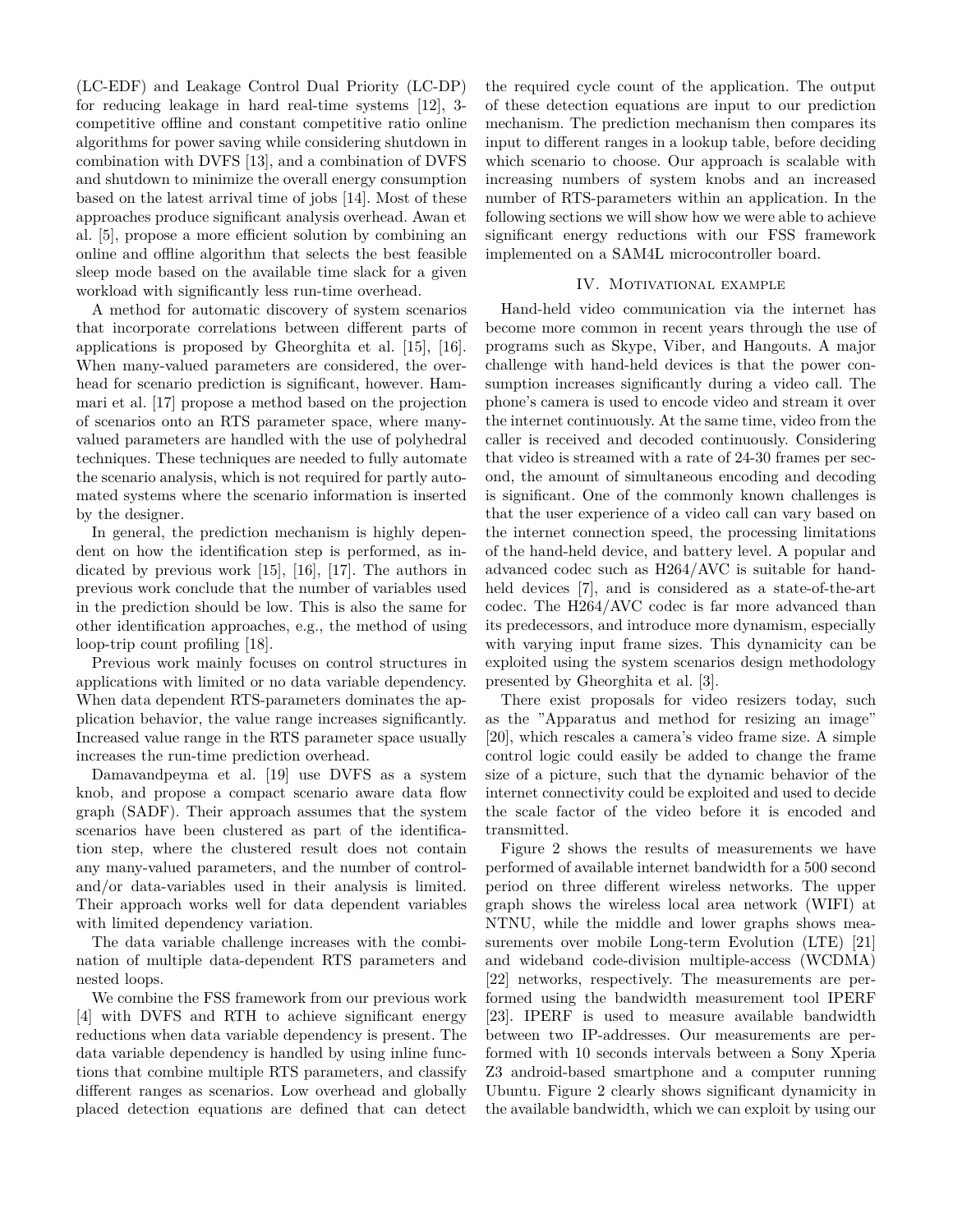(LC-EDF) and Leakage Control Dual Priority (LC-DP) for reducing leakage in hard real-time systems [12], 3-competitive offline and constant competitive ratio online algorithms for power saving while considering shutdown in combination with DVFS [13], and a combination of DVFS and shutdown to minimize the overall energy consumption based on the latest arrival time of jobs [14]. Most of these approaches produce significant analysis overhead. Awan et al. [5], propose a more efficient solution by combining an online and offline algorithm that selects the best feasible sleep mode based on the available time slack for a given workload with significantly less run-time overhead.

A method for automatic discovery of system scenarios that incorporate correlations between different parts of applications is proposed by Gheorghita et al. [15], [16]. When many-valued parameters are considered, the overhead for scenario prediction is significant, however. Hammari et al. [17] propose a method based on the projection of scenarios onto an RTS parameter space, where many-valued parameters are handled with the use of polyhedral techniques. These techniques are needed to fully automate the scenario analysis, which is not required for partly automated systems where the scenario information is inserted by the designer.

In general, the prediction mechanism is highly dependent on how the identification step is performed, as indicated by previous work [15], [16], [17]. The authors in previous work conclude that the number of variables used in the prediction should be low. This is also the same for other identification approaches, e.g., the method of using loop-trip count profiling [18].

Previous work mainly focuses on control structures in applications with limited or no data variable dependency. When data dependent RTS-parameters dominates the application behavior, the value range increases significantly. Increased value range in the RTS parameter space usually increases the run-time prediction overhead.

Damavandpeyma et al. [19] use DVFS as a system knob, and propose a compact scenario aware data flow graph (SADF). Their approach assumes that the system scenarios have been clustered as part of the identification step, where the clustered result does not contain any many-valued parameters, and the number of control- and/or data-variables used in their analysis is limited. Their approach works well for data dependent variables with limited dependency variation.

The data variable challenge increases with the combination of multiple data-dependent RTS parameters and nested loops.

We combine the FSS framework from our previous work [4] with DVFS and RTH to achieve significant energy reductions when data variable dependency is present. The data variable dependency is handled by using inline functions that combine multiple RTS parameters, and classify different ranges as scenarios. Low overhead and globally placed detection equations are defined that can detect the required cycle count of the application. The output of these detection equations are input to our prediction mechanism. The prediction mechanism then compares its input to different ranges in a lookup table, before deciding which scenario to choose. Our approach is scalable with increasing numbers of system knobs and an increased number of RTS-parameters within an application. In the following sections we will show how we were able to achieve significant energy reductions with our FSS framework implemented on a SAM4L microcontroller board.

## IV. Motivational example

Hand-held video communication via the internet has become more common in recent years through the use of programs such as Skype, Viber, and Hangouts. A major challenge with hand-held devices is that the power consumption increases significantly during a video call. The phone's camera is used to encode video and stream it over the internet continuously. At the same time, video from the caller is received and decoded continuously. Considering that video is streamed with a rate of 24-30 frames per second, the amount of simultaneous encoding and decoding is significant. One of the commonly known challenges is that the user experience of a video call can vary based on the internet connection speed, the processing limitations of the hand-held device, and battery level. A popular and advanced codec such as H264/AVC is suitable for hand-held devices [7], and is considered as a state-of-the-art codec. The H264/AVC codec is far more advanced than its predecessors, and introduce more dynamism, especially with varying input frame sizes. This dynamicity can be exploited using the system scenarios design methodology presented by Gheorghita et al. [3].

There exist proposals for video resizers today, such as the "Apparatus and method for resizing an image" [20], which rescales a camera's video frame size. A simple control logic could easily be added to change the frame size of a picture, such that the dynamic behavior of the internet connectivity could be exploited and used to decide the scale factor of the video before it is encoded and transmitted.

Figure 2 shows the results of measurements we have performed of available internet bandwidth for a 500 second period on three different wireless networks. The upper graph shows the wireless local area network (WIFI) at NTNU, while the middle and lower graphs shows measurements over mobile Long-term Evolution (LTE) [21] and wideband code-division multiple-access (WCDMA) [22] networks, respectively. The measurements are performed using the bandwidth measurement tool IPERF [23]. IPERF is used to measure available bandwidth between two IP-addresses. Our measurements are performed with 10 seconds intervals between a Sony Xperia Z3 android-based smartphone and a computer running Ubuntu. Figure 2 clearly shows significant dynamicity in the available bandwidth, which we can exploit by using our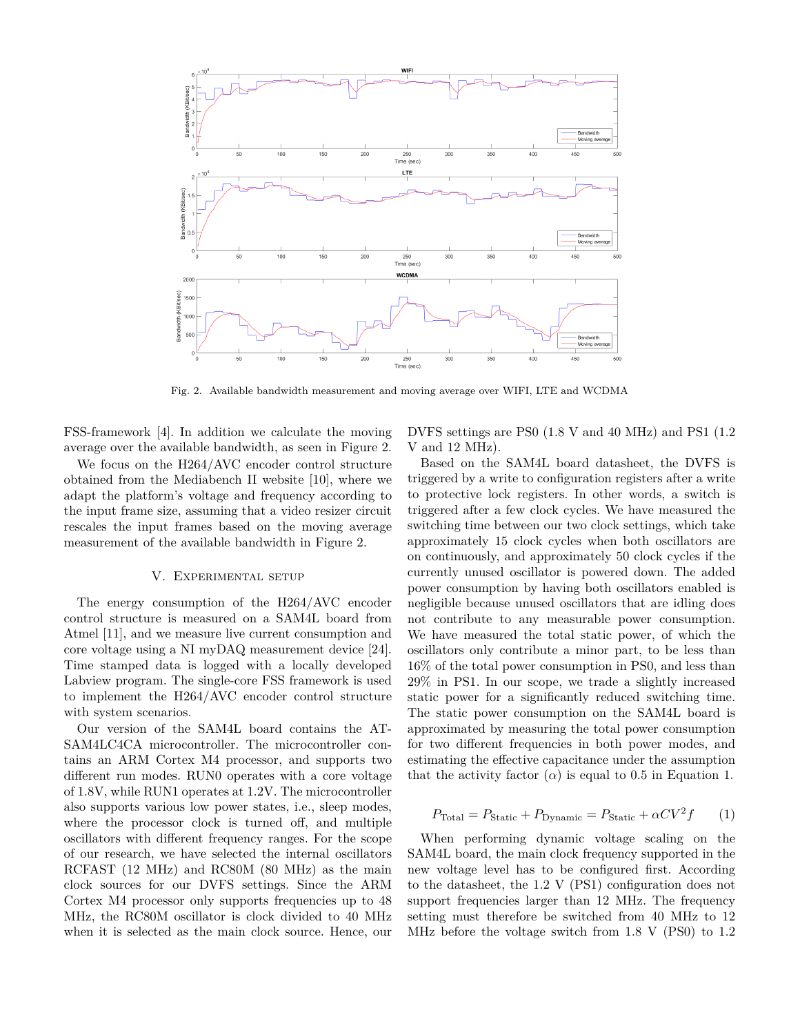Fig. 2. Available bandwidth measurement and moving average over WIFI, LTE and WCDMA

FSS-framework [4]. In addition we calculate the moving average over the available bandwidth, as seen in Figure 2.

We focus on the H264/AVC encoder control structure obtained from the Mediabench II website [10], where we adapt the platform's voltage and frequency according to the input frame size, assuming that a video resizer circuit rescales the input frames based on the moving average measurement of the available bandwidth in Figure 2.

## V. Experimental setup

The energy consumption of the H264/AVC encoder control structure is measured on a SAM4L board from Atmel [11], and we measure live current consumption and core voltage using a NI myDAQ measurement device [24]. Time stamped data is logged with a locally developed Labview program. The single-core FSS framework is used to implement the H264/AVC encoder control structure with system scenarios.

Our version of the SAM4L board contains the ATSAM4LC4CA microcontroller. The microcontroller contains an ARM Cortex M4 processor, and supports two different run modes. RUN0 operates with a core voltage of 1.8V, while RUN1 operates at 1.2V. The microcontroller also supports various low power states, i.e., sleep modes, where the processor clock is turned off, and multiple oscillators with different frequency ranges. For the scope of our research, we have selected the internal oscillators RCFAST (12 MHz) and RC80M (80 MHz) as the main clock sources for our DVFS settings. Since the ARM Cortex M4 processor only supports frequencies up to 48 MHz, the RC80M oscillator is clock divided to 40 MHz when it is selected as the main clock source. Hence, our DVFS settings are PS0 (1.8 V and 40 MHz) and PS1 (1.2 V and 12 MHz).

Based on the SAM4L board datasheet, the DVFS is triggered by a write to configuration registers after a write to protective lock registers. In other words, a switch is triggered after a few clock cycles. We have measured the switching time between our two clock settings, which take approximately 15 clock cycles when both oscillators are on continuously, and approximately 50 clock cycles if the currently unused oscillator is powered down. The added power consumption by having both oscillators enabled is negligible because unused oscillators that are idling does not contribute to any measurable power consumption. We have measured the total static power, of which the oscillators only contribute a minor part, to be less than 16% of the total power consumption in PS0, and less than 29% in PS1. In our scope, we trade a slightly increased static power for a significantly reduced switching time. The static power consumption on the SAM4L board is approximated by measuring the total power consumption for two different frequencies in both power modes, and estimating the effective capacitance under the assumption that the activity factor ($\alpha$) is equal to 0.5 in Equation 1.

$$P_{\text{Total}} = P_{\text{Static}} + P_{\text{Dynamic}} = P_{\text{Static}} + \alpha C V^2 f \qquad (1)$$

When performing dynamic voltage scaling on the SAM4L board, the main clock frequency supported in the new voltage level has to be configured first. According to the datasheet, the 1.2 V (PS1) configuration does not support frequencies larger than 12 MHz. The frequency setting must therefore be switched from 40 MHz to 12 MHz before the voltage switch from 1.8 V (PS0) to 1.2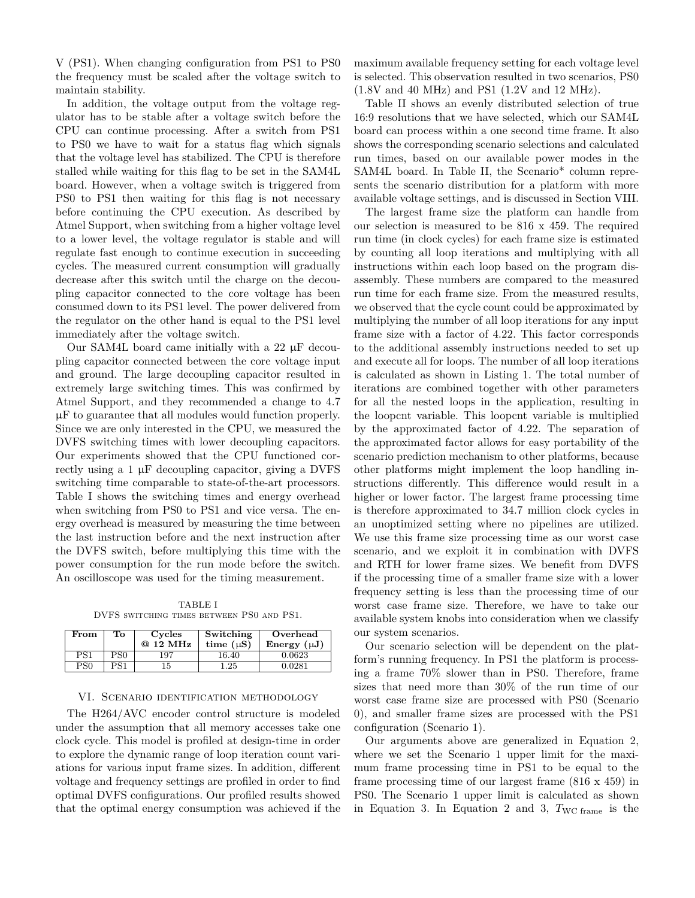V (PS1). When changing configuration from PS1 to PS0 the frequency must be scaled after the voltage switch to maintain stability.

In addition, the voltage output from the voltage regulator has to be stable after a voltage switch before the CPU can continue processing. After a switch from PS1 to PS0 we have to wait for a status flag which signals that the voltage level has stabilized. The CPU is therefore stalled while waiting for this flag to be set in the SAM4L board. However, when a voltage switch is triggered from PS0 to PS1 then waiting for this flag is not necessary before continuing the CPU execution. As described by Atmel Support, when switching from a higher voltage level to a lower level, the voltage regulator is stable and will regulate fast enough to continue execution in succeeding cycles. The measured current consumption will gradually decrease after this switch until the charge on the decoupling capacitor connected to the core voltage has been consumed down to its PS1 level. The power delivered from the regulator on the other hand is equal to the PS1 level immediately after the voltage switch.

Our SAM4L board came initially with a 22 μF decoupling capacitor connected between the core voltage input and ground. The large decoupling capacitor resulted in extremely large switching times. This was confirmed by Atmel Support, and they recommended a change to 4.7 μF to guarantee that all modules would function properly. Since we are only interested in the CPU, we measured the DVFS switching times with lower decoupling capacitors. Our experiments showed that the CPU functioned correctly using a 1 μF decoupling capacitor, giving a DVFS switching time comparable to state-of-the-art processors. Table I shows the switching times and energy overhead when switching from PS0 to PS1 and vice versa. The energy overhead is measured by measuring the time between the last instruction before and the next instruction after the DVFS switch, before multiplying this time with the power consumption for the run mode before the switch. An oscilloscope was used for the timing measurement.

TABLE I
DVFS switching times between PS0 and PS1.

| From | To | Cycles @ 12 MHz | Switching time (μS) | Overhead Energy (μJ) |
|---|---|---|---|---|
| PS1 | PS0 | 197 | 16.40 | 0.0623 |
| PS0 | PS1 | 15 | 1.25 | 0.0281 |

## VI. Scenario identification methodology

The H264/AVC encoder control structure is modeled under the assumption that all memory accesses take one clock cycle. This model is profiled at design-time in order to explore the dynamic range of loop iteration count variations for various input frame sizes. In addition, different voltage and frequency settings are profiled in order to find optimal DVFS configurations. Our profiled results showed that the optimal energy consumption was achieved if the maximum available frequency setting for each voltage level is selected. This observation resulted in two scenarios, PS0 (1.8V and 40 MHz) and PS1 (1.2V and 12 MHz).

Table II shows an evenly distributed selection of true 16:9 resolutions that we have selected, which our SAM4L board can process within a one second time frame. It also shows the corresponding scenario selections and calculated run times, based on our available power modes in the SAM4L board. In Table II, the Scenario* column represents the scenario distribution for a platform with more available voltage settings, and is discussed in Section VIII.

The largest frame size the platform can handle from our selection is measured to be 816 x 459. The required run time (in clock cycles) for each frame size is estimated by counting all loop iterations and multiplying with all instructions within each loop based on the program disassembly. These numbers are compared to the measured run time for each frame size. From the measured results, we observed that the cycle count could be approximated by multiplying the number of all loop iterations for any input frame size with a factor of 4.22. This factor corresponds to the additional assembly instructions needed to set up and execute all for loops. The number of all loop iterations is calculated as shown in Listing 1. The total number of iterations are combined together with other parameters for all the nested loops in the application, resulting in the loopcnt variable. This loopcnt variable is multiplied by the approximated factor of 4.22. The separation of the approximated factor allows for easy portability of the scenario prediction mechanism to other platforms, because other platforms might implement the loop handling instructions differently. This difference would result in a higher or lower factor. The largest frame processing time is therefore approximated to 34.7 million clock cycles in an unoptimized setting where no pipelines are utilized. We use this frame size processing time as our worst case scenario, and we exploit it in combination with DVFS and RTH for lower frame sizes. We benefit from DVFS if the processing time of a smaller frame size with a lower frequency setting is less than the processing time of our worst case frame size. Therefore, we have to take our available system knobs into consideration when we classify our system scenarios.

Our scenario selection will be dependent on the platform's running frequency. In PS1 the platform is processing a frame 70% slower than in PS0. Therefore, frame sizes that need more than 30% of the run time of our worst case frame size are processed with PS0 (Scenario 0), and smaller frame sizes are processed with the PS1 configuration (Scenario 1).

Our arguments above are generalized in Equation 2, where we set the Scenario 1 upper limit for the maximum frame processing time in PS1 to be equal to the frame processing time of our largest frame (816 x 459) in PS0. The Scenario 1 upper limit is calculated as shown in Equation 3. In Equation 2 and 3, $T_{\mathrm{WC\ frame}}$ is the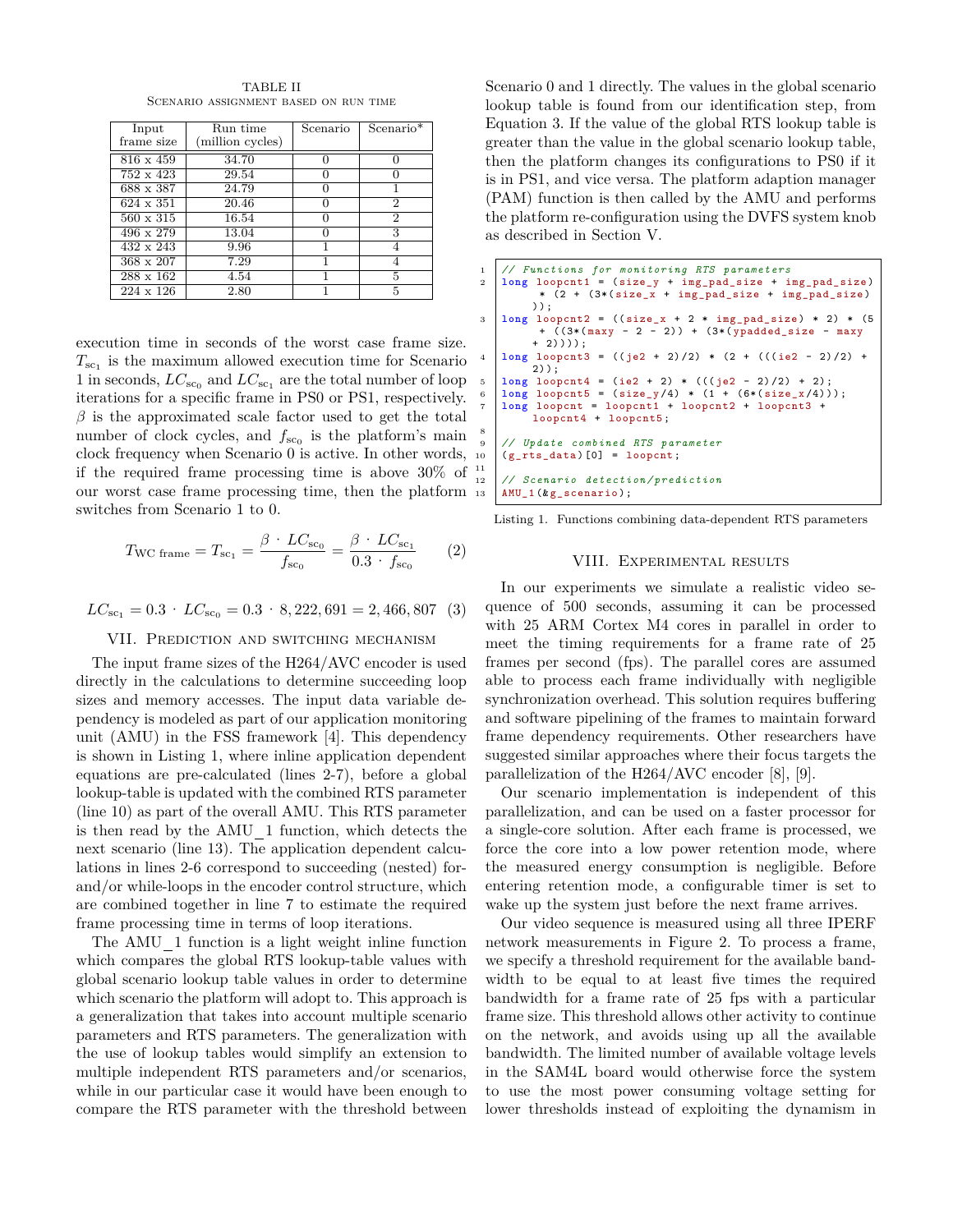TABLE II
SCENARIO ASSIGNMENT BASED ON RUN TIME

| Input frame size | Run time (million cycles) | Scenario | Scenario* |
|---|---|---|---|
| 816 x 459 | 34.70 | 0 | 0 |
| 752 x 423 | 29.54 | 0 | 0 |
| 688 x 387 | 24.79 | 0 | 1 |
| 624 x 351 | 20.46 | 0 | 2 |
| 560 x 315 | 16.54 | 0 | 2 |
| 496 x 279 | 13.04 | 0 | 3 |
| 432 x 243 | 9.96 | 1 | 4 |
| 368 x 207 | 7.29 | 1 | 4 |
| 288 x 162 | 4.54 | 1 | 5 |
| 224 x 126 | 2.80 | 1 | 5 |

execution time in seconds of the worst case frame size. $T_{sc_1}$ is the maximum allowed execution time for Scenario 1 in seconds, $LC_{sc_0}$ and $LC_{sc_1}$ are the total number of loop iterations for a specific frame in PS0 or PS1, respectively. $\beta$ is the approximated scale factor used to get the total number of clock cycles, and $f_{sc_0}$ is the platform's main clock frequency when Scenario 0 is active. In other words, if the required frame processing time is above 30% of our worst case frame processing time, then the platform switches from Scenario 1 to 0.

$$T_{\text{WC frame}} = T_{sc_1} = \frac{\beta \cdot LC_{sc_0}}{f_{sc_0}} = \frac{\beta \cdot LC_{sc_1}}{0.3 \cdot f_{sc_0}} \tag{2}$$

$$LC_{sc_1} = 0.3 \cdot LC_{sc_0} = 0.3 \cdot 8,222,691 = 2,466,807 \tag{3}$$

## VII. Prediction and switching mechanism

The input frame sizes of the H264/AVC encoder is used directly in the calculations to determine succeeding loop sizes and memory accesses. The input data variable dependency is modeled as part of our application monitoring unit (AMU) in the FSS framework [4]. This dependency is shown in Listing 1, where inline application dependent equations are pre-calculated (lines 2-7), before a global lookup-table is updated with the combined RTS parameter (line 10) as part of the overall AMU. This RTS parameter is then read by the AMU_1 function, which detects the next scenario (line 13). The application dependent calculations in lines 2-6 correspond to succeeding (nested) for- and/or while-loops in the encoder control structure, which are combined together in line 7 to estimate the required frame processing time in terms of loop iterations.

The AMU_1 function is a light weight inline function which compares the global RTS lookup-table values with global scenario lookup table values in order to determine which scenario the platform will adopt to. This approach is a generalization that takes into account multiple scenario parameters and RTS parameters. The generalization with the use of lookup tables would simplify an extension to multiple independent RTS parameters and/or scenarios, while in our particular case it would have been enough to compare the RTS parameter with the threshold between Scenario 0 and 1 directly. The values in the global scenario lookup table is found from our identification step, from Equation 3. If the value of the global RTS lookup table is greater than the value in the global scenario lookup table, then the platform changes its configurations to PS0 if it is in PS1, and vice versa. The platform adaption manager (PAM) function is then called by the AMU and performs the platform re-configuration using the DVFS system knob as described in Section V.

```
// Functions for monitoring RTS parameters
long loopcnt1 = (size_y + img_pad_size + img_pad_size)
     * (2 + (3*(size_x + img_pad_size + img_pad_size)
     ));
long loopcnt2 = ((size_x + 2 * img_pad_size) * 2) * (5
     + ((3*(maxy - 2 - 2)) + (3*(ypadded_size - maxy
     + 2))));
long loopcnt3 = ((je2 + 2)/2) * (2 + (((ie2 - 2)/2) +
     2));
long loopcnt4 = (ie2 + 2) * (((je2 - 2)/2) + 2);
long loopcnt5 = (size_y/4) * (1 + (6*(size_x/4)));
long loopcnt = loopcnt1 + loopcnt2 + loopcnt3 +
     loopcnt4 + loopcnt5;

// Update combined RTS parameter
(g_rts_data)[0] = loopcnt;

// Scenario detection/prediction
AMU_1(&g_scenario);
```

Listing 1. Functions combining data-dependent RTS parameters

## VIII. Experimental results

In our experiments we simulate a realistic video sequence of 500 seconds, assuming it can be processed with 25 ARM Cortex M4 cores in parallel in order to meet the timing requirements for a frame rate of 25 frames per second (fps). The parallel cores are assumed able to process each frame individually with negligible synchronization overhead. This solution requires buffering and software pipelining of the frames to maintain forward frame dependency requirements. Other researchers have suggested similar approaches where their focus targets the parallelization of the H264/AVC encoder [8], [9].

Our scenario implementation is independent of this parallelization, and can be used on a faster processor for a single-core solution. After each frame is processed, we force the core into a low power retention mode, where the measured energy consumption is negligible. Before entering retention mode, a configurable timer is set to wake up the system just before the next frame arrives.

Our video sequence is measured using all three IPERF network measurements in Figure 2. To process a frame, we specify a threshold requirement for the available bandwidth to be equal to at least five times the required bandwidth for a frame rate of 25 fps with a particular frame size. This threshold allows other activity to continue on the network, and avoids using up all the available bandwidth. The limited number of available voltage levels in the SAM4L board would otherwise force the system to use the most power consuming voltage setting for lower thresholds instead of exploiting the dynamism in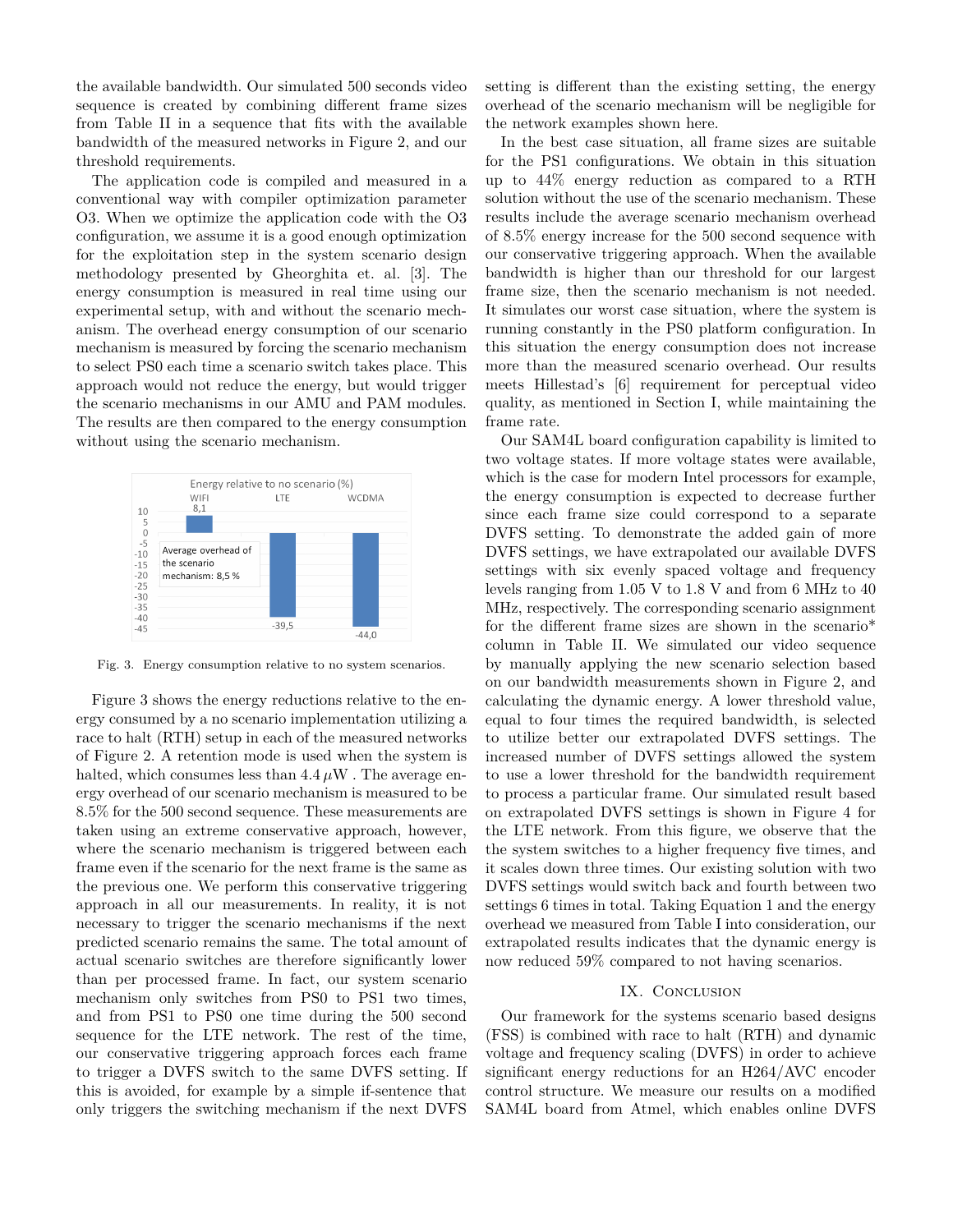the available bandwidth. Our simulated 500 seconds video sequence is created by combining different frame sizes from Table II in a sequence that fits with the available bandwidth of the measured networks in Figure 2, and our threshold requirements.

The application code is compiled and measured in a conventional way with compiler optimization parameter O3. When we optimize the application code with the O3 configuration, we assume it is a good enough optimization for the exploitation step in the system scenario design methodology presented by Gheorghita et. al. [3]. The energy consumption is measured in real time using our experimental setup, with and without the scenario mechanism. The overhead energy consumption of our scenario mechanism is measured by forcing the scenario mechanism to select PS0 each time a scenario switch takes place. This approach would not reduce the energy, but would trigger the scenario mechanisms in our AMU and PAM modules. The results are then compared to the energy consumption without using the scenario mechanism.

Fig. 3. Energy consumption relative to no system scenarios.

Figure 3 shows the energy reductions relative to the energy consumed by a no scenario implementation utilizing a race to halt (RTH) setup in each of the measured networks of Figure 2. A retention mode is used when the system is halted, which consumes less than $4.4\,\mu$W . The average energy overhead of our scenario mechanism is measured to be 8.5% for the 500 second sequence. These measurements are taken using an extreme conservative approach, however, where the scenario mechanism is triggered between each frame even if the scenario for the next frame is the same as the previous one. We perform this conservative triggering approach in all our measurements. In reality, it is not necessary to trigger the scenario mechanisms if the next predicted scenario remains the same. The total amount of actual scenario switches are therefore significantly lower than per processed frame. In fact, our system scenario mechanism only switches from PS0 to PS1 two times, and from PS1 to PS0 one time during the 500 second sequence for the LTE network. The rest of the time, our conservative triggering approach forces each frame to trigger a DVFS switch to the same DVFS setting. If this is avoided, for example by a simple if-sentence that only triggers the switching mechanism if the next DVFS setting is different than the existing setting, the energy overhead of the scenario mechanism will be negligible for the network examples shown here.

In the best case situation, all frame sizes are suitable for the PS1 configurations. We obtain in this situation up to 44% energy reduction as compared to a RTH solution without the use of the scenario mechanism. These results include the average scenario mechanism overhead of 8.5% energy increase for the 500 second sequence with our conservative triggering approach. When the available bandwidth is higher than our threshold for our largest frame size, then the scenario mechanism is not needed. It simulates our worst case situation, where the system is running constantly in the PS0 platform configuration. In this situation the energy consumption does not increase more than the measured scenario overhead. Our results meets Hillestad's [6] requirement for perceptual video quality, as mentioned in Section I, while maintaining the frame rate.

Our SAM4L board configuration capability is limited to two voltage states. If more voltage states were available, which is the case for modern Intel processors for example, the energy consumption is expected to decrease further since each frame size could correspond to a separate DVFS setting. To demonstrate the added gain of more DVFS settings, we have extrapolated our available DVFS settings with six evenly spaced voltage and frequency levels ranging from 1.05 V to 1.8 V and from 6 MHz to 40 MHz, respectively. The corresponding scenario assignment for the different frame sizes are shown in the scenario* column in Table II. We simulated our video sequence by manually applying the new scenario selection based on our bandwidth measurements shown in Figure 2, and calculating the dynamic energy. A lower threshold value, equal to four times the required bandwidth, is selected to utilize better our extrapolated DVFS settings. The increased number of DVFS settings allowed the system to use a lower threshold for the bandwidth requirement to process a particular frame. Our simulated result based on extrapolated DVFS settings is shown in Figure 4 for the LTE network. From this figure, we observe that the the system switches to a higher frequency five times, and it scales down three times. Our existing solution with two DVFS settings would switch back and fourth between two settings 6 times in total. Taking Equation 1 and the energy overhead we measured from Table I into consideration, our extrapolated results indicates that the dynamic energy is now reduced 59% compared to not having scenarios.

## IX. Conclusion

Our framework for the systems scenario based designs (FSS) is combined with race to halt (RTH) and dynamic voltage and frequency scaling (DVFS) in order to achieve significant energy reductions for an H264/AVC encoder control structure. We measure our results on a modified SAM4L board from Atmel, which enables online DVFS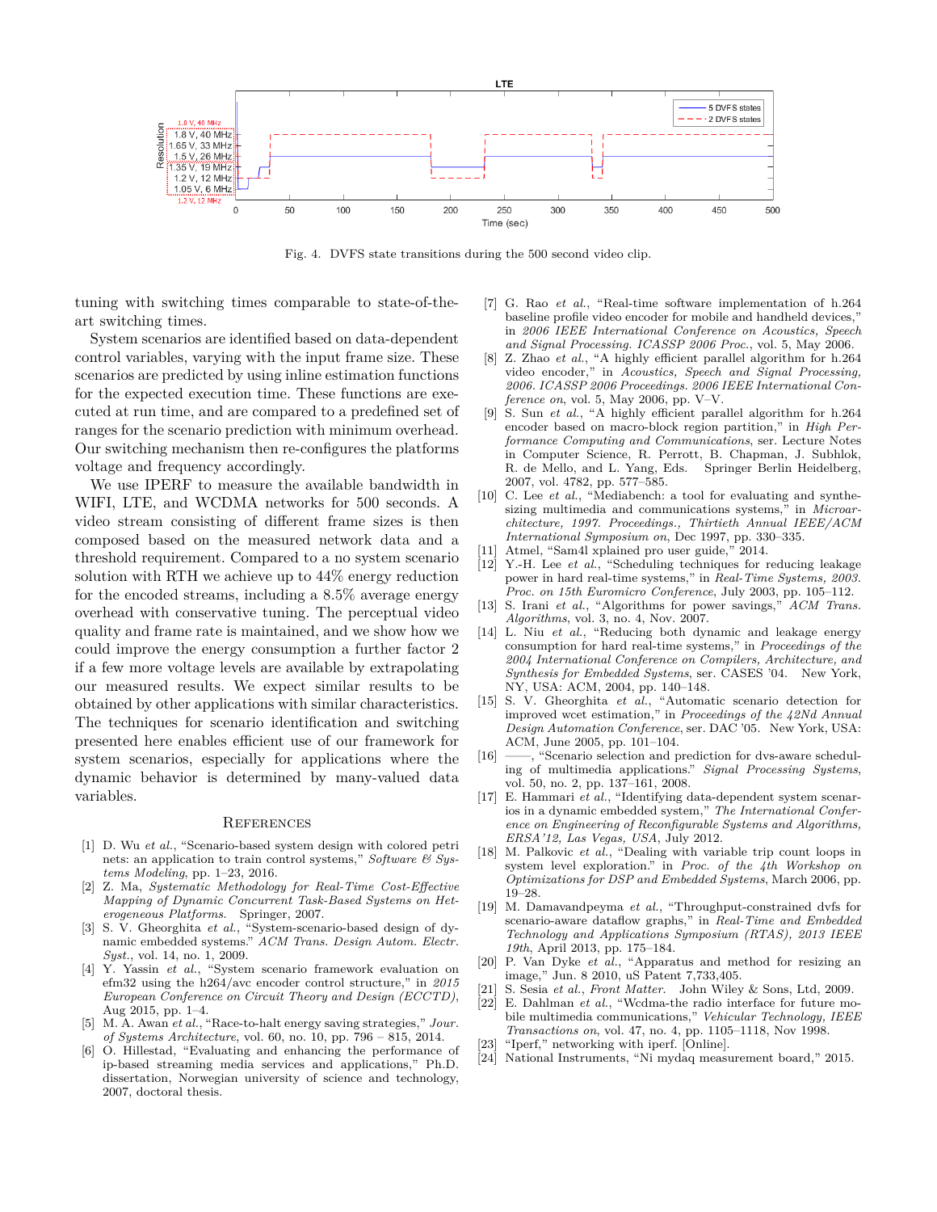LTE

5 DVFS states
2 DVFS states

Resolution

1.8 V, 40 MHz
1.8 V, 40 MHz
1.65 V, 33 MHz
1.5 V, 26 MHz
1.35 V, 19 MHz
1.2 V, 12 MHz
1.05 V, 6 MHz
1.2 V, 12 MHz

0 50 100 150 200 250 300 350 400 450 500

Time (sec)

Fig. 4. DVFS state transitions during the 500 second video clip.

tuning with switching times comparable to state-of-the-art switching times.

System scenarios are identified based on data-dependent control variables, varying with the input frame size. These scenarios are predicted by using inline estimation functions for the expected execution time. These functions are executed at run time, and are compared to a predefined set of ranges for the scenario prediction with minimum overhead. Our switching mechanism then re-configures the platforms voltage and frequency accordingly.

We use IPERF to measure the available bandwidth in WIFI, LTE, and WCDMA networks for 500 seconds. A video stream consisting of different frame sizes is then composed based on the measured network data and a threshold requirement. Compared to a no system scenario solution with RTH we achieve up to 44% energy reduction for the encoded streams, including a 8.5% average energy overhead with conservative tuning. The perceptual video quality and frame rate is maintained, and we show how we could improve the energy consumption a further factor 2 if a few more voltage levels are available by extrapolating our measured results. We expect similar results to be obtained by other applications with similar characteristics. The techniques for scenario identification and switching presented here enables efficient use of our framework for system scenarios, especially for applications where the dynamic behavior is determined by many-valued data variables.

## References

[1] D. Wu *et al.*, "Scenario-based system design with colored petri nets: an application to train control systems," *Software & Systems Modeling*, pp. 1–23, 2016.

[2] Z. Ma, *Systematic Methodology for Real-Time Cost-Effective Mapping of Dynamic Concurrent Task-Based Systems on Heterogeneous Platforms*. Springer, 2007.

[3] S. V. Gheorghita *et al.*, "System-scenario-based design of dynamic embedded systems." *ACM Trans. Design Autom. Electr. Syst.*, vol. 14, no. 1, 2009.

[4] Y. Yassin *et al.*, "System scenario framework evaluation on efm32 using the h264/avc encoder control structure," in *2015 European Conference on Circuit Theory and Design (ECCTD)*, Aug 2015, pp. 1–4.

[5] M. A. Awan *et al.*, "Race-to-halt energy saving strategies," *Jour. of Systems Architecture*, vol. 60, no. 10, pp. 796 – 815, 2014.

[6] O. Hillestad, "Evaluating and enhancing the performance of ip-based streaming media services and applications," Ph.D. dissertation, Norwegian university of science and technology, 2007, doctoral thesis.

[7] G. Rao *et al.*, "Real-time software implementation of h.264 baseline profile video encoder for mobile and handheld devices," in *2006 IEEE International Conference on Acoustics, Speech and Signal Processing. ICASSP 2006 Proc.*, vol. 5, May 2006.

[8] Z. Zhao *et al.*, "A highly efficient parallel algorithm for h.264 video encoder," in *Acoustics, Speech and Signal Processing, 2006. ICASSP 2006 Proceedings. 2006 IEEE International Conference on*, vol. 5, May 2006, pp. V–V.

[9] S. Sun *et al.*, "A highly efficient parallel algorithm for h.264 encoder based on macro-block region partition," in *High Performance Computing and Communications*, ser. Lecture Notes in Computer Science, R. Perrott, B. Chapman, J. Subhlok, R. de Mello, and L. Yang, Eds. Springer Berlin Heidelberg, 2007, vol. 4782, pp. 577–585.

[10] C. Lee *et al.*, "Mediabench: a tool for evaluating and synthesizing multimedia and communications systems," in *Microarchitecture, 1997. Proceedings., Thirtieth Annual IEEE/ACM International Symposium on*, Dec 1997, pp. 330–335.

[11] Atmel, "Sam4l xplained pro user guide," 2014.

[12] Y.-H. Lee *et al.*, "Scheduling techniques for reducing leakage power in hard real-time systems," in *Real-Time Systems, 2003. Proc. on 15th Euromicro Conference*, July 2003, pp. 105–112.

[13] S. Irani *et al.*, "Algorithms for power savings," *ACM Trans. Algorithms*, vol. 3, no. 4, Nov. 2007.

[14] L. Niu *et al.*, "Reducing both dynamic and leakage energy consumption for hard real-time systems," in *Proceedings of the 2004 International Conference on Compilers, Architecture, and Synthesis for Embedded Systems*, ser. CASES '04. New York, NY, USA: ACM, 2004, pp. 140–148.

[15] S. V. Gheorghita *et al.*, "Automatic scenario detection for improved wcet estimation," in *Proceedings of the 42Nd Annual Design Automation Conference*, ser. DAC '05. New York, USA: ACM, June 2005, pp. 101–104.

[16] ——, "Scenario selection and prediction for dvs-aware scheduling of multimedia applications." *Signal Processing Systems*, vol. 50, no. 2, pp. 137–161, 2008.

[17] E. Hammari *et al.*, "Identifying data-dependent system scenarios in a dynamic embedded system," *The International Conference on Engineering of Reconfigurable Systems and Algorithms, ERSA'12, Las Vegas, USA*, July 2012.

[18] M. Palkovic *et al.*, "Dealing with variable trip count loops in system level exploration." in *Proc. of the 4th Workshop on Optimizations for DSP and Embedded Systems*, March 2006, pp. 19–28.

[19] M. Damavandpeyma *et al.*, "Throughput-constrained dvfs for scenario-aware dataflow graphs," in *Real-Time and Embedded Technology and Applications Symposium (RTAS), 2013 IEEE 19th*, April 2013, pp. 175–184.

[20] P. Van Dyke *et al.*, "Apparatus and method for resizing an image," Jun. 8 2010, uS Patent 7,733,405.

[21] S. Sesia *et al.*, *Front Matter*. John Wiley & Sons, Ltd, 2009.

[22] E. Dahlman *et al.*, "Wcdma-the radio interface for future mobile multimedia communications," *Vehicular Technology, IEEE Transactions on*, vol. 47, no. 4, pp. 1105–1118, Nov 1998.

[23] "Iperf," networking with iperf. [Online].

[24] National Instruments, "Ni mydaq measurement board," 2015.